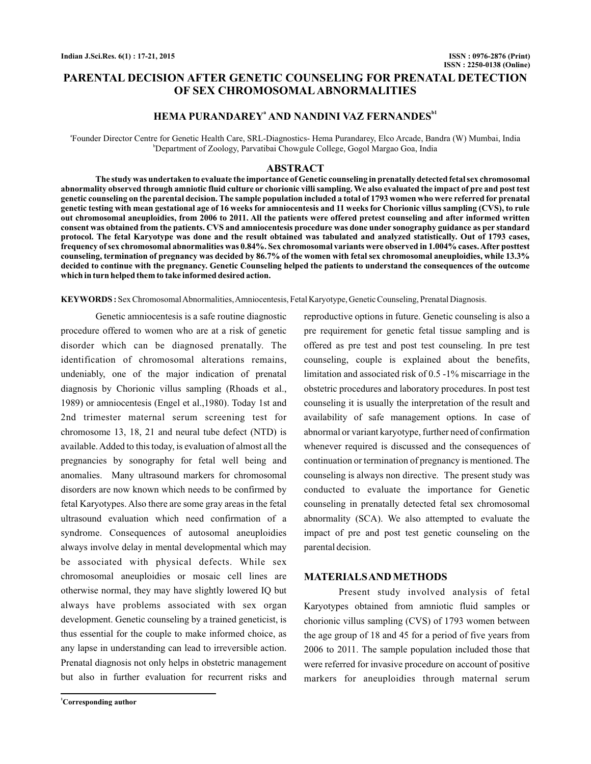ISSN : 0976-2876 (Print)
ISSN : 2250-0138 (Online)

# PARENTAL DECISION AFTER GENETIC COUNSELING FOR PRENATAL DETECTION OF SEX CHROMOSOMAL ABNORMALITIES

**HEMA PURANDAREY[a] AND NANDINI VAZ FERNANDES[b1]**

[a]Founder Director Centre for Genetic Health Care, SRL-Diagnostics- Hema Purandarey, Elco Arcade, Bandra (W) Mumbai, India
[b]Department of Zoology, Parvatibai Chowgule College, Gogol Margao Goa, India

## ABSTRACT

**The study was undertaken to evaluate the importance of Genetic counseling in prenatally detected fetal sex chromosomal abnormality observed through amniotic fluid culture or chorionic villi sampling. We also evaluated the impact of pre and post test genetic counseling on the parental decision. The sample population included a total of 1793 women who were referred for prenatal genetic testing with mean gestational age of 16 weeks for amniocentesis and 11 weeks for Chorionic villus sampling (CVS), to rule out chromosomal aneuploidies, from 2006 to 2011. All the patients were offered pretest counseling and after informed written consent was obtained from the patients. CVS and amniocentesis procedure was done under sonography guidance as per standard protocol. The fetal Karyotype was done and the result obtained was tabulated and analyzed statistically. Out of 1793 cases, frequency of sex chromosomal abnormalities was 0.84%. Sex chromosomal variants were observed in 1.004% cases. After posttest counseling, termination of pregnancy was decided by 86.7% of the women with fetal sex chromosomal aneuploidies, while 13.3% decided to continue with the pregnancy. Genetic Counseling helped the patients to understand the consequences of the outcome which in turn helped them to take informed desired action.**

**KEYWORDS :** Sex Chromosomal Abnormalities, Amniocentesis, Fetal Karyotype, Genetic Counseling, Prenatal Diagnosis.

Genetic amniocentesis is a safe routine diagnostic procedure offered to women who are at a risk of genetic disorder which can be diagnosed prenatally. The identification of chromosomal alterations remains, undeniably, one of the major indication of prenatal diagnosis by Chorionic villus sampling (Rhoads et al., 1989) or amniocentesis (Engel et al.,1980). Today 1st and 2nd trimester maternal serum screening test for chromosome 13, 18, 21 and neural tube defect (NTD) is available. Added to this today, is evaluation of almost all the pregnancies by sonography for fetal well being and anomalies. Many ultrasound markers for chromosomal disorders are now known which needs to be confirmed by fetal Karyotypes. Also there are some gray areas in the fetal ultrasound evaluation which need confirmation of a syndrome. Consequences of autosomal aneuploidies always involve delay in mental developmental which may be associated with physical defects. While sex chromosomal aneuploidies or mosaic cell lines are otherwise normal, they may have slightly lowered IQ but always have problems associated with sex organ development. Genetic counseling by a trained geneticist, is thus essential for the couple to make informed choice, as any lapse in understanding can lead to irreversible action. Prenatal diagnosis not only helps in obstetric management but also in further evaluation for recurrent risks and reproductive options in future. Genetic counseling is also a pre requirement for genetic fetal tissue sampling and is offered as pre test and post test counseling. In pre test counseling, couple is explained about the benefits, limitation and associated risk of 0.5 -1% miscarriage in the obstetric procedures and laboratory procedures. In post test counseling it is usually the interpretation of the result and availability of safe management options. In case of abnormal or variant karyotype, further need of confirmation whenever required is discussed and the consequences of continuation or termination of pregnancy is mentioned. The counseling is always non directive. The present study was conducted to evaluate the importance for Genetic counseling in prenatally detected fetal sex chromosomal abnormality (SCA). We also attempted to evaluate the impact of pre and post test genetic counseling on the parental decision.

## MATERIALS AND METHODS

Present study involved analysis of fetal Karyotypes obtained from amniotic fluid samples or chorionic villus sampling (CVS) of 1793 women between the age group of 18 and 45 for a period of five years from 2006 to 2011. The sample population included those that were referred for invasive procedure on account of positive markers for aneuploidies through maternal serum

[1]Corresponding author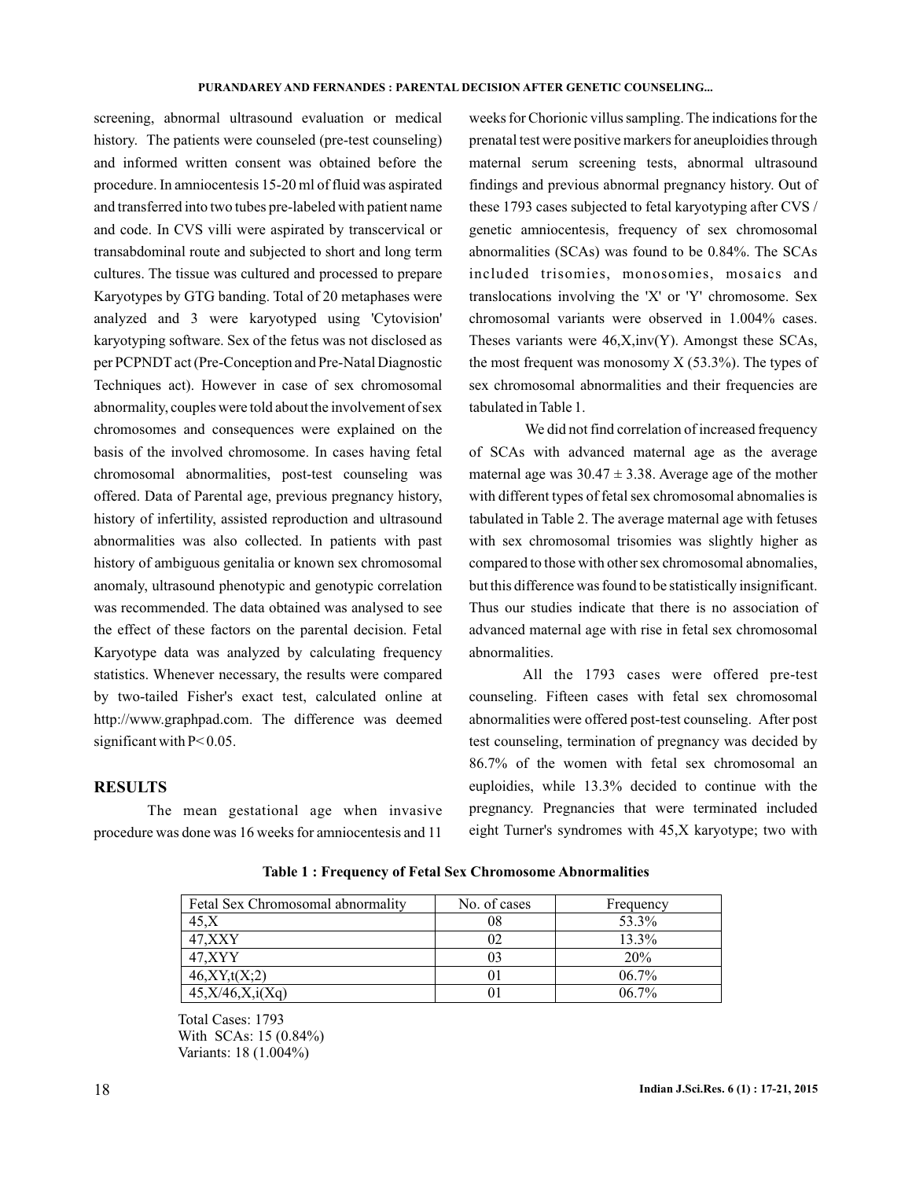screening, abnormal ultrasound evaluation or medical history. The patients were counseled (pre-test counseling) and informed written consent was obtained before the procedure. In amniocentesis 15-20 ml of fluid was aspirated and transferred into two tubes pre-labeled with patient name and code. In CVS villi were aspirated by transcervical or transabdominal route and subjected to short and long term cultures. The tissue was cultured and processed to prepare Karyotypes by GTG banding. Total of 20 metaphases were analyzed and 3 were karyotyped using 'Cytovision' karyotyping software. Sex of the fetus was not disclosed as per PCPNDT act (Pre-Conception and Pre-Natal Diagnostic Techniques act). However in case of sex chromosomal abnormality, couples were told about the involvement of sex chromosomes and consequences were explained on the basis of the involved chromosome. In cases having fetal chromosomal abnormalities, post-test counseling was offered. Data of Parental age, previous pregnancy history, history of infertility, assisted reproduction and ultrasound abnormalities was also collected. In patients with past history of ambiguous genitalia or known sex chromosomal anomaly, ultrasound phenotypic and genotypic correlation was recommended. The data obtained was analysed to see the effect of these factors on the parental decision. Fetal Karyotype data was analyzed by calculating frequency statistics. Whenever necessary, the results were compared by two-tailed Fisher's exact test, calculated online at http://www.graphpad.com. The difference was deemed significant with $P < 0.05$.

## RESULTS

The mean gestational age when invasive procedure was done was 16 weeks for amniocentesis and 11 weeks for Chorionic villus sampling. The indications for the prenatal test were positive markers for aneuploidies through maternal serum screening tests, abnormal ultrasound findings and previous abnormal pregnancy history. Out of these 1793 cases subjected to fetal karyotyping after CVS / genetic amniocentesis, frequency of sex chromosomal abnormalities (SCAs) was found to be 0.84%. The SCAs included trisomies, monosomies, mosaics and translocations involving the 'X' or 'Y' chromosome. Sex chromosomal variants were observed in 1.004% cases. Theses variants were 46,X,inv(Y). Amongst these SCAs, the most frequent was monosomy X (53.3%). The types of sex chromosomal abnormalities and their frequencies are tabulated in Table 1.

We did not find correlation of increased frequency of SCAs with advanced maternal age as the average maternal age was $30.47 \pm 3.38$. Average age of the mother with different types of fetal sex chromosomal abnomalies is tabulated in Table 2. The average maternal age with fetuses with sex chromosomal trisomies was slightly higher as compared to those with other sex chromosomal abnomalies, but this difference was found to be statistically insignificant. Thus our studies indicate that there is no association of advanced maternal age with rise in fetal sex chromosomal abnormalities.

All the 1793 cases were offered pre-test counseling. Fifteen cases with fetal sex chromosomal abnormalities were offered post-test counseling. After post test counseling, termination of pregnancy was decided by 86.7% of the women with fetal sex chromosomal an euploidies, while 13.3% decided to continue with the pregnancy. Pregnancies that were terminated included eight Turner's syndromes with 45,X karyotype; two with

**Table 1 : Frequency of Fetal Sex Chromosome Abnormalities**

| Fetal Sex Chromosomal abnormality | No. of cases | Frequency |
|---|---|---|
| 45,X | 08 | 53.3% |
| 47,XXY | 02 | 13.3% |
| 47,XYY | 03 | 20% |
| 46,XY,t(X;2) | 01 | 06.7% |
| 45,X/46,X,i(Xq) | 01 | 06.7% |

Total Cases: 1793
With SCAs: 15 (0.84%)
Variants: 18 (1.004%)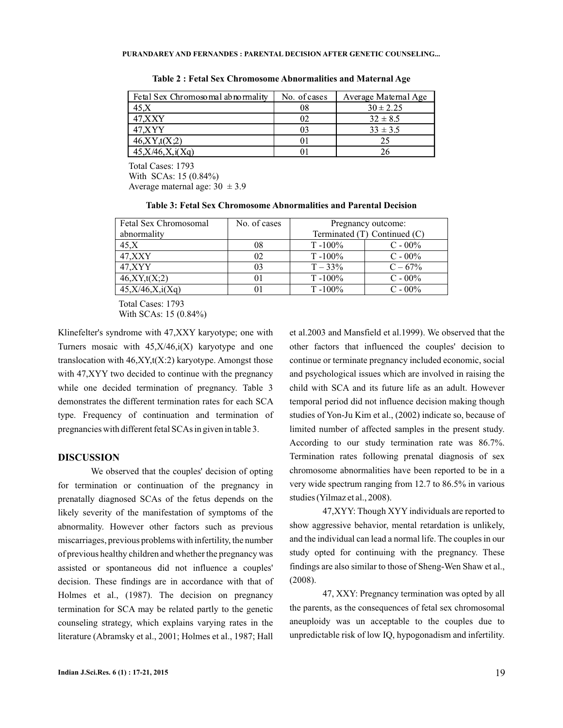**Table 2 : Fetal Sex Chromosome Abnormalities and Maternal Age**

| Fetal Sex Chromosomal abnormality | No. of cases | Average Maternal Age |
|---|---|---|
| 45,X | 08 | 30 ± 2.25 |
| 47,XXY | 02 | 32 ± 8.5 |
| 47,XYY | 03 | 33 ± 3.5 |
| 46,XY,t(X;2) | 01 | 25 |
| 45,X/46,X,i(Xq) | 01 | 26 |

Total Cases: 1793
With SCAs: 15 (0.84%)
Average maternal age: 30 ± 3.9

**Table 3: Fetal Sex Chromosome Abnormalities and Parental Decision**

| Fetal Sex Chromosomal abnormality | No. of cases | Pregnancy outcome: Terminated (T) Continued (C) | |
|---|---|---|---|
| 45,X | 08 | T -100% | C - 00% |
| 47,XXY | 02 | T -100% | C - 00% |
| 47,XYY | 03 | T – 33% | C – 67% |
| 46,XY,t(X;2) | 01 | T -100% | C - 00% |
| 45,X/46,X,i(Xq) | 01 | T -100% | C - 00% |

Total Cases: 1793
With SCAs: 15 (0.84%)

Klinefelter's syndrome with 47,XXY karyotype; one with Turners mosaic with 45,X/46,i(X) karyotype and one translocation with 46,XY,t(X:2) karyotype. Amongst those with 47,XYY two decided to continue with the pregnancy while one decided termination of pregnancy. Table 3 demonstrates the different termination rates for each SCA type. Frequency of continuation and termination of pregnancies with different fetal SCAs in given in table 3.

## DISCUSSION

We observed that the couples' decision of opting for termination or continuation of the pregnancy in prenatally diagnosed SCAs of the fetus depends on the likely severity of the manifestation of symptoms of the abnormality. However other factors such as previous miscarriages, previous problems with infertility, the number of previous healthy children and whether the pregnancy was assisted or spontaneous did not influence a couples' decision. These findings are in accordance with that of Holmes et al., (1987). The decision on pregnancy termination for SCA may be related partly to the genetic counseling strategy, which explains varying rates in the literature (Abramsky et al., 2001; Holmes et al., 1987; Hall et al.2003 and Mansfield et al.1999). We observed that the other factors that influenced the couples' decision to continue or terminate pregnancy included economic, social and psychological issues which are involved in raising the child with SCA and its future life as an adult. However temporal period did not influence decision making though studies of Yon-Ju Kim et al., (2002) indicate so, because of limited number of affected samples in the present study. According to our study termination rate was 86.7%. Termination rates following prenatal diagnosis of sex chromosome abnormalities have been reported to be in a very wide spectrum ranging from 12.7 to 86.5% in various studies (Yilmaz et al., 2008).

47,XYY: Though XYY individuals are reported to show aggressive behavior, mental retardation is unlikely, and the individual can lead a normal life. The couples in our study opted for continuing with the pregnancy. These findings are also similar to those of Sheng-Wen Shaw et al., (2008).

47, XXY: Pregnancy termination was opted by all the parents, as the consequences of fetal sex chromosomal aneuploidy was un acceptable to the couples due to unpredictable risk of low IQ, hypogonadism and infertility.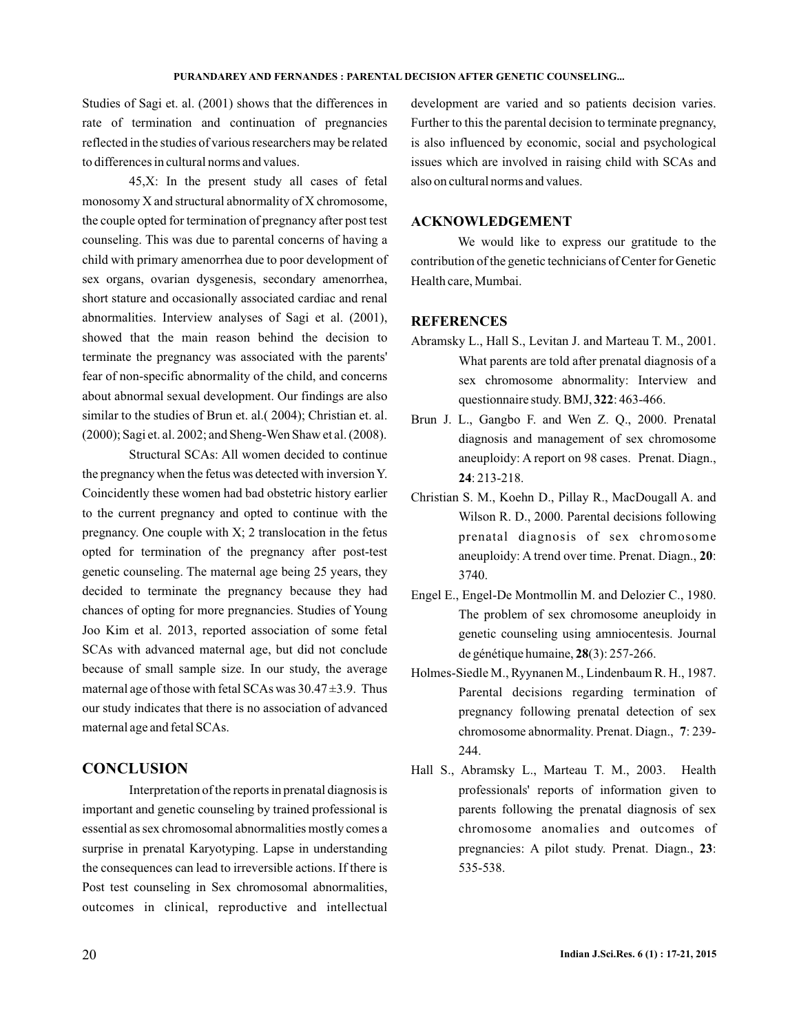Studies of Sagi et. al. (2001) shows that the differences in rate of termination and continuation of pregnancies reflected in the studies of various researchers may be related to differences in cultural norms and values.

45,X: In the present study all cases of fetal monosomy X and structural abnormality of X chromosome, the couple opted for termination of pregnancy after post test counseling. This was due to parental concerns of having a child with primary amenorrhea due to poor development of sex organs, ovarian dysgenesis, secondary amenorrhea, short stature and occasionally associated cardiac and renal abnormalities. Interview analyses of Sagi et al. (2001), showed that the main reason behind the decision to terminate the pregnancy was associated with the parents' fear of non-specific abnormality of the child, and concerns about abnormal sexual development. Our findings are also similar to the studies of Brun et. al.( 2004); Christian et. al. (2000); Sagi et. al. 2002; and Sheng-Wen Shaw et al. (2008).

Structural SCAs: All women decided to continue the pregnancy when the fetus was detected with inversion Y. Coincidently these women had bad obstetric history earlier to the current pregnancy and opted to continue with the pregnancy. One couple with X; 2 translocation in the fetus opted for termination of the pregnancy after post-test genetic counseling. The maternal age being 25 years, they decided to terminate the pregnancy because they had chances of opting for more pregnancies. Studies of Young Joo Kim et al. 2013, reported association of some fetal SCAs with advanced maternal age, but did not conclude because of small sample size. In our study, the average maternal age of those with fetal SCAs was $30.47 \pm 3.9$. Thus our study indicates that there is no association of advanced maternal age and fetal SCAs.

## CONCLUSION

Interpretation of the reports in prenatal diagnosis is important and genetic counseling by trained professional is essential as sex chromosomal abnormalities mostly comes a surprise in prenatal Karyotyping. Lapse in understanding the consequences can lead to irreversible actions. If there is Post test counseling in Sex chromosomal abnormalities, outcomes in clinical, reproductive and intellectual development are varied and so patients decision varies. Further to this the parental decision to terminate pregnancy, is also influenced by economic, social and psychological issues which are involved in raising child with SCAs and also on cultural norms and values.

## ACKNOWLEDGEMENT

We would like to express our gratitude to the contribution of the genetic technicians of Center for Genetic Health care, Mumbai.

## REFERENCES

Abramsky L., Hall S., Levitan J. and Marteau T. M., 2001. What parents are told after prenatal diagnosis of a sex chromosome abnormality: Interview and questionnaire study. BMJ, **322**: 463-466.

Brun J. L., Gangbo F. and Wen Z. Q., 2000. Prenatal diagnosis and management of sex chromosome aneuploidy: A report on 98 cases. Prenat. Diagn., **24**: 213-218.

Christian S. M., Koehn D., Pillay R., MacDougall A. and Wilson R. D., 2000. Parental decisions following prenatal diagnosis of sex chromosome aneuploidy: A trend over time. Prenat. Diagn., **20**: 3740.

Engel E., Engel-De Montmollin M. and Delozier C., 1980. The problem of sex chromosome aneuploidy in genetic counseling using amniocentesis. Journal de génétique humaine, **28**(3): 257-266.

Holmes-Siedle M., Ryynanen M., Lindenbaum R. H., 1987. Parental decisions regarding termination of pregnancy following prenatal detection of sex chromosome abnormality. Prenat. Diagn., **7**: 239-244.

Hall S., Abramsky L., Marteau T. M., 2003. Health professionals' reports of information given to parents following the prenatal diagnosis of sex chromosome anomalies and outcomes of pregnancies: A pilot study. Prenat. Diagn., **23**: 535-538.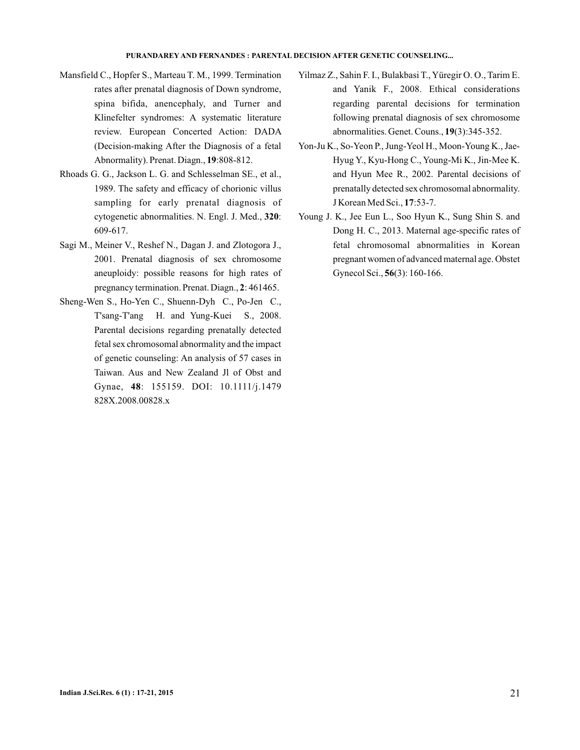Mansfield C., Hopfer S., Marteau T. M., 1999. Termination rates after prenatal diagnosis of Down syndrome, spina bifida, anencephaly, and Turner and Klinefelter syndromes: A systematic literature review. European Concerted Action: DADA (Decision-making After the Diagnosis of a fetal Abnormality). Prenat. Diagn., **19**:808-812.

Rhoads G. G., Jackson L. G. and Schlesselman SE., et al., 1989. The safety and efficacy of chorionic villus sampling for early prenatal diagnosis of cytogenetic abnormalities. N. Engl. J. Med., **320**: 609-617.

Sagi M., Meiner V., Reshef N., Dagan J. and Zlotogora J., 2001. Prenatal diagnosis of sex chromosome aneuploidy: possible reasons for high rates of pregnancy termination. Prenat. Diagn., **2**: 461465.

Sheng-Wen S., Ho-Yen C., Shuenn-Dyh C., Po-Jen C., T'sang-T'ang H. and Yung-Kuei S., 2008. Parental decisions regarding prenatally detected fetal sex chromosomal abnormality and the impact of genetic counseling: An analysis of 57 cases in Taiwan. Aus and New Zealand Jl of Obst and Gynae, **48**: 155159. DOI: 10.1111/j.1479 828X.2008.00828.x

Yilmaz Z., Sahin F. I., Bulakbasi T., Yüregir O. O., Tarim E. and Yanik F., 2008. Ethical considerations regarding parental decisions for termination following prenatal diagnosis of sex chromosome abnormalities. Genet. Couns., **19**(3):345-352.

Yon-Ju K., So-Yeon P., Jung-Yeol H., Moon-Young K., Jae-Hyug Y., Kyu-Hong C., Young-Mi K., Jin-Mee K. and Hyun Mee R., 2002. Parental decisions of prenatally detected sex chromosomal abnormality. J Korean Med Sci., **17**:53-7.

Young J. K., Jee Eun L., Soo Hyun K., Sung Shin S. and Dong H. C., 2013. Maternal age-specific rates of fetal chromosomal abnormalities in Korean pregnant women of advanced maternal age. Obstet Gynecol Sci., **56**(3): 160-166.